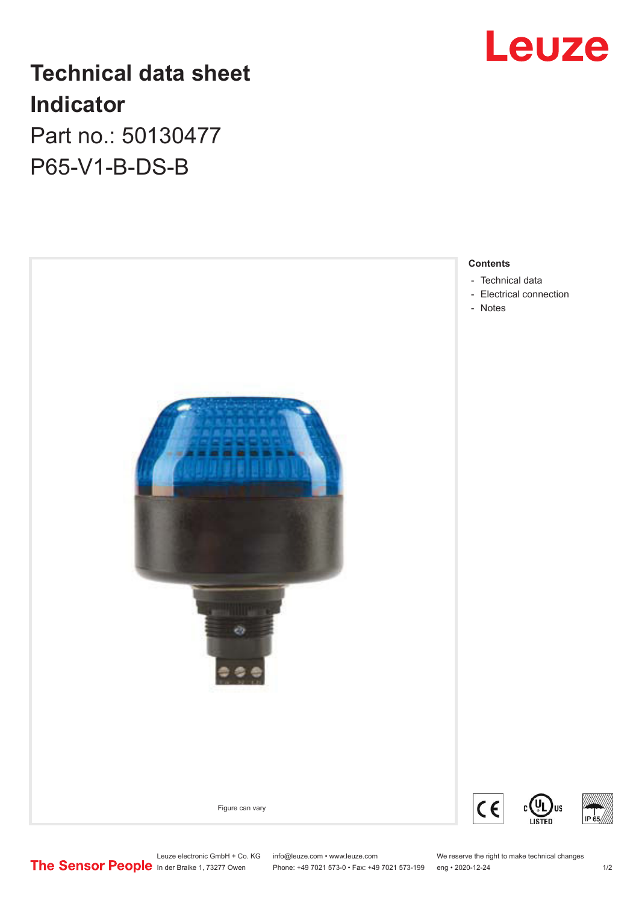# Technical data sheet
# Indicator

Part no.: 50130477

P65-V1-B-DS-B

Figure can vary

## Contents

- Technical data
- Electrical connection
- Notes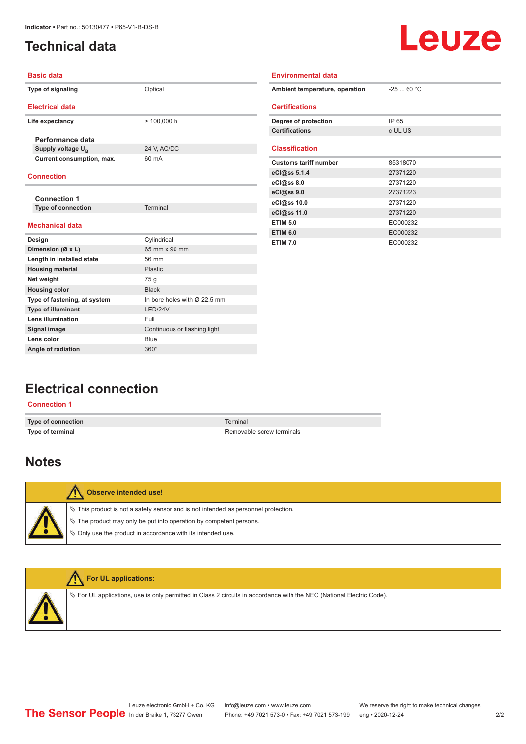# Technical data

## Basic data

| | |
|---|---|
| Type of signaling | Optical |

## Electrical data

| | |
|---|---|
| Life expectancy | > 100,000 h |

**Performance data**

| | |
|---|---|
| Supply voltage $U_B$ | 24 V, AC/DC |
| Current consumption, max. | 60 mA |

## Connection

**Connection 1**

| | |
|---|---|
| Type of connection | Terminal |

## Mechanical data

| | |
|---|---|
| Design | Cylindrical |
| Dimension (Ø x L) | 65 mm x 90 mm |
| Length in installed state | 56 mm |
| Housing material | Plastic |
| Net weight | 75 g |
| Housing color | Black |
| Type of fastening, at system | In bore holes with Ø 22.5 mm |
| Type of illuminant | LED/24V |
| Lens illumination | Full |
| Signal image | Continuous or flashing light |
| Lens color | Blue |
| Angle of radiation | 360° |

## Environmental data

| | |
|---|---|
| Ambient temperature, operation | -25 ... 60 °C |

## Certifications

| | |
|---|---|
| Degree of protection | IP 65 |
| Certifications | c UL US |

## Classification

| | |
|---|---|
| Customs tariff number | 85318070 |
| eCl@ss 5.1.4 | 27371220 |
| eCl@ss 8.0 | 27371220 |
| eCl@ss 9.0 | 27371223 |
| eCl@ss 10.0 | 27371220 |
| eCl@ss 11.0 | 27371220 |
| ETIM 5.0 | EC000232 |
| ETIM 6.0 | EC000232 |
| ETIM 7.0 | EC000232 |

# Electrical connection

## Connection 1

| | |
|---|---|
| Type of connection | Terminal |
| Type of terminal | Removable screw terminals |

# Notes

**Observe intended use!**

- This product is not a safety sensor and is not intended as personnel protection.
- The product may only be put into operation by competent persons.
- Only use the product in accordance with its intended use.

**For UL applications:**

- For UL applications, use is only permitted in Class 2 circuits in accordance with the NEC (National Electric Code).